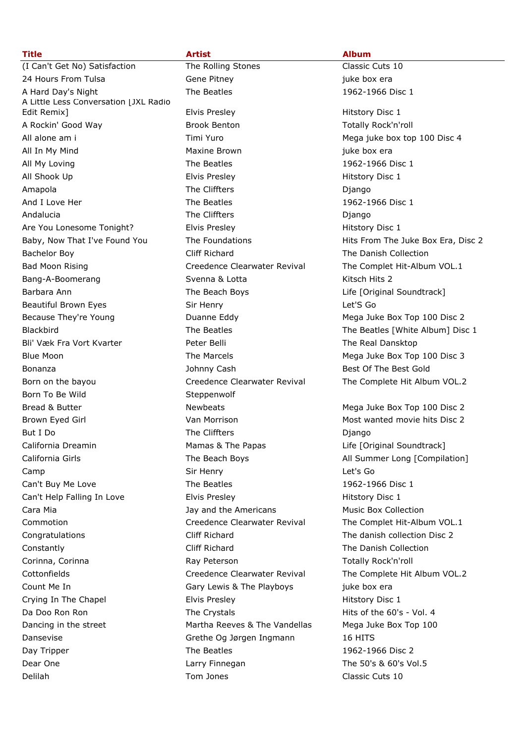| Title | Artist | Album |
| --- | --- | --- |
| (I Can't Get No) Satisfaction | The Rolling Stones | Classic Cuts 10 |
| 24 Hours From Tulsa | Gene Pitney | juke box era |
| A Hard Day's Night | The Beatles | 1962-1966 Disc 1 |
| A Little Less Conversation [JXL Radio Edit Remix] | Elvis Presley | Hitstory Disc 1 |
| A Rockin' Good Way | Brook Benton | Totally Rock'n'roll |
| All alone am i | Timi Yuro | Mega juke box top 100 Disc 4 |
| All In My Mind | Maxine Brown | juke box era |
| All My Loving | The Beatles | 1962-1966 Disc 1 |
| All Shook Up | Elvis Presley | Hitstory Disc 1 |
| Amapola | The Cliffters | Django |
| And I Love Her | The Beatles | 1962-1966 Disc 1 |
| Andalucia | The Cliffters | Django |
| Are You Lonesome Tonight? | Elvis Presley | Hitstory Disc 1 |
| Baby, Now That I've Found You | The Foundations | Hits From The Juke Box Era, Disc 2 |
| Bachelor Boy | Cliff Richard | The Danish Collection |
| Bad Moon Rising | Creedence Clearwater Revival | The Complet Hit-Album VOL.1 |
| Bang-A-Boomerang | Svenna & Lotta | Kitsch Hits 2 |
| Barbara Ann | The Beach Boys | Life [Original Soundtrack] |
| Beautiful Brown Eyes | Sir Henry | Let'S Go |
| Because They're Young | Duanne Eddy | Mega Juke Box Top 100 Disc 2 |
| Blackbird | The Beatles | The Beatles [White Album] Disc 1 |
| Bli' Væk Fra Vort Kvarter | Peter Belli | The Real Dansktop |
| Blue Moon | The Marcels | Mega Juke Box Top 100 Disc 3 |
| Bonanza | Johnny Cash | Best Of The Best Gold |
| Born on the bayou | Creedence Clearwater Revival | The Complete Hit Album VOL.2 |
| Born To Be Wild | Steppenwolf | |
| Bread & Butter | Newbeats | Mega Juke Box Top 100 Disc 2 |
| Brown Eyed Girl | Van Morrison | Most wanted movie hits Disc 2 |
| But I Do | The Cliffters | Django |
| California Dreamin | Mamas & The Papas | Life [Original Soundtrack] |
| California Girls | The Beach Boys | All Summer Long [Compilation] |
| Camp | Sir Henry | Let's Go |
| Can't Buy Me Love | The Beatles | 1962-1966 Disc 1 |
| Can't Help Falling In Love | Elvis Presley | Hitstory Disc 1 |
| Cara Mia | Jay and the Americans | Music Box Collection |
| Commotion | Creedence Clearwater Revival | The Complet Hit-Album VOL.1 |
| Congratulations | Cliff Richard | The danish collection Disc 2 |
| Constantly | Cliff Richard | The Danish Collection |
| Corinna, Corinna | Ray Peterson | Totally Rock'n'roll |
| Cottonfields | Creedence Clearwater Revival | The Complete Hit Album VOL.2 |
| Count Me In | Gary Lewis & The Playboys | juke box era |
| Crying In The Chapel | Elvis Presley | Hitstory Disc 1 |
| Da Doo Ron Ron | The Crystals | Hits of the 60's - Vol. 4 |
| Dancing in the street | Martha Reeves & The Vandellas | Mega Juke Box Top 100 |
| Dansevise | Grethe Og Jørgen Ingmann | 16 HITS |
| Day Tripper | The Beatles | 1962-1966 Disc 2 |
| Dear One | Larry Finnegan | The 50's & 60's Vol.5 |
| Delilah | Tom Jones | Classic Cuts 10 |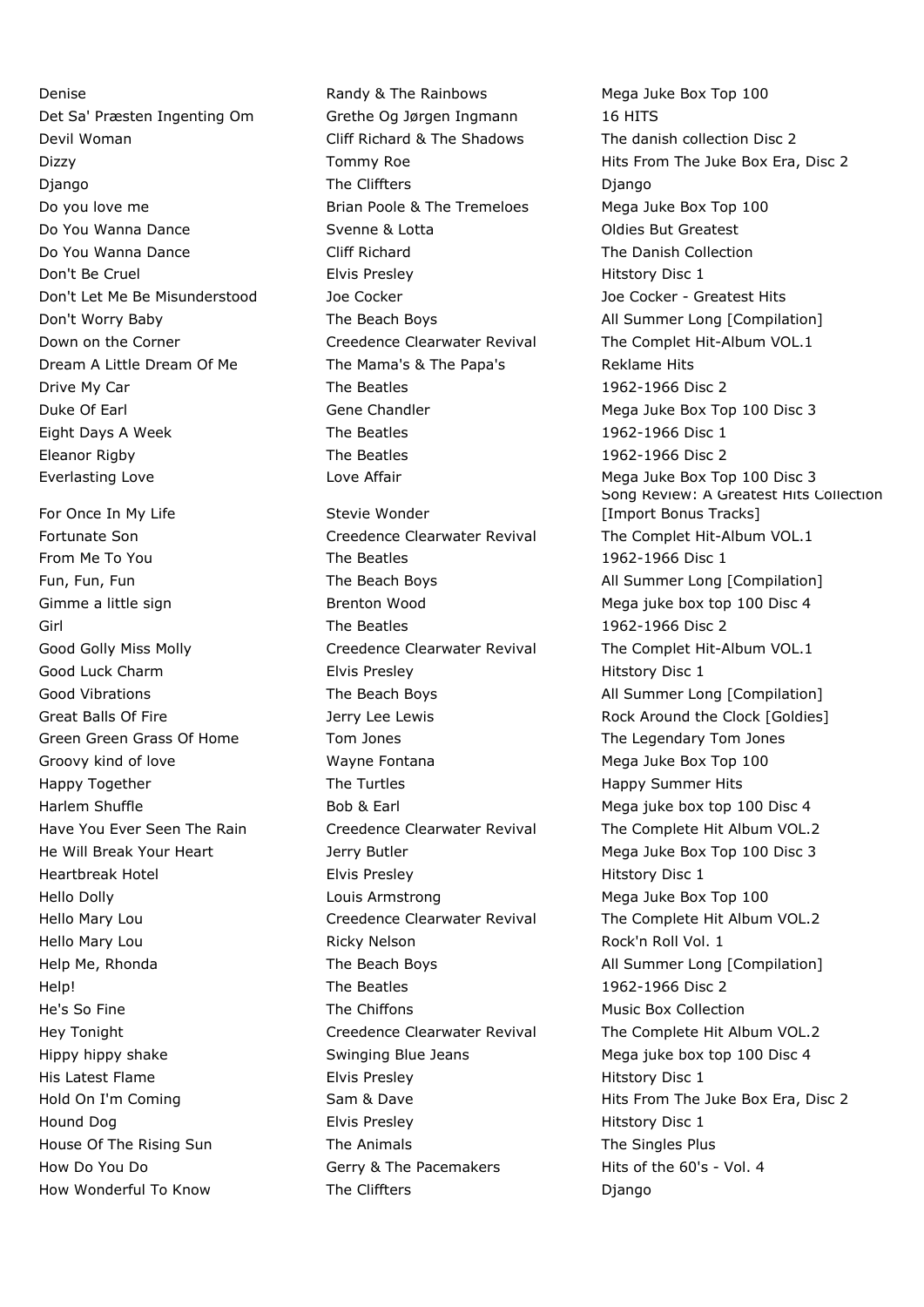| | | |
|---|---|---|
| Denise | Randy & The Rainbows | Mega Juke Box Top 100 |
| Det Sa' Præsten Ingenting Om | Grethe Og Jørgen Ingmann | 16 HITS |
| Devil Woman | Cliff Richard & The Shadows | The danish collection Disc 2 |
| Dizzy | Tommy Roe | Hits From The Juke Box Era, Disc 2 |
| Django | The Cliffters | Django |
| Do you love me | Brian Poole & The Tremeloes | Mega Juke Box Top 100 |
| Do You Wanna Dance | Svenne & Lotta | Oldies But Greatest |
| Do You Wanna Dance | Cliff Richard | The Danish Collection |
| Don't Be Cruel | Elvis Presley | Hitstory Disc 1 |
| Don't Let Me Be Misunderstood | Joe Cocker | Joe Cocker - Greatest Hits |
| Don't Worry Baby | The Beach Boys | All Summer Long [Compilation] |
| Down on the Corner | Creedence Clearwater Revival | The Complet Hit-Album VOL.1 |
| Dream A Little Dream Of Me | The Mama's & The Papa's | Reklame Hits |
| Drive My Car | The Beatles | 1962-1966 Disc 2 |
| Duke Of Earl | Gene Chandler | Mega Juke Box Top 100 Disc 3 |
| Eight Days A Week | The Beatles | 1962-1966 Disc 1 |
| Eleanor Rigby | The Beatles | 1962-1966 Disc 2 |
| Everlasting Love | Love Affair | Mega Juke Box Top 100 Disc 3 |
| For Once In My Life | Stevie Wonder | Song Review: A Greatest Hits Collection [Import Bonus Tracks] |
| Fortunate Son | Creedence Clearwater Revival | The Complet Hit-Album VOL.1 |
| From Me To You | The Beatles | 1962-1966 Disc 1 |
| Fun, Fun, Fun | The Beach Boys | All Summer Long [Compilation] |
| Gimme a little sign | Brenton Wood | Mega juke box top 100 Disc 4 |
| Girl | The Beatles | 1962-1966 Disc 2 |
| Good Golly Miss Molly | Creedence Clearwater Revival | The Complet Hit-Album VOL.1 |
| Good Luck Charm | Elvis Presley | Hitstory Disc 1 |
| Good Vibrations | The Beach Boys | All Summer Long [Compilation] |
| Great Balls Of Fire | Jerry Lee Lewis | Rock Around the Clock [Goldies] |
| Green Green Grass Of Home | Tom Jones | The Legendary Tom Jones |
| Groovy kind of love | Wayne Fontana | Mega Juke Box Top 100 |
| Happy Together | The Turtles | Happy Summer Hits |
| Harlem Shuffle | Bob & Earl | Mega juke box top 100 Disc 4 |
| Have You Ever Seen The Rain | Creedence Clearwater Revival | The Complete Hit Album VOL.2 |
| He Will Break Your Heart | Jerry Butler | Mega Juke Box Top 100 Disc 3 |
| Heartbreak Hotel | Elvis Presley | Hitstory Disc 1 |
| Hello Dolly | Louis Armstrong | Mega Juke Box Top 100 |
| Hello Mary Lou | Creedence Clearwater Revival | The Complete Hit Album VOL.2 |
| Hello Mary Lou | Ricky Nelson | Rock'n Roll Vol. 1 |
| Help Me, Rhonda | The Beach Boys | All Summer Long [Compilation] |
| Help! | The Beatles | 1962-1966 Disc 2 |
| He's So Fine | The Chiffons | Music Box Collection |
| Hey Tonight | Creedence Clearwater Revival | The Complete Hit Album VOL.2 |
| Hippy hippy shake | Swinging Blue Jeans | Mega juke box top 100 Disc 4 |
| His Latest Flame | Elvis Presley | Hitstory Disc 1 |
| Hold On I'm Coming | Sam & Dave | Hits From The Juke Box Era, Disc 2 |
| Hound Dog | Elvis Presley | Hitstory Disc 1 |
| House Of The Rising Sun | The Animals | The Singles Plus |
| How Do You Do | Gerry & The Pacemakers | Hits of the 60's - Vol. 4 |
| How Wonderful To Know | The Cliffters | Django |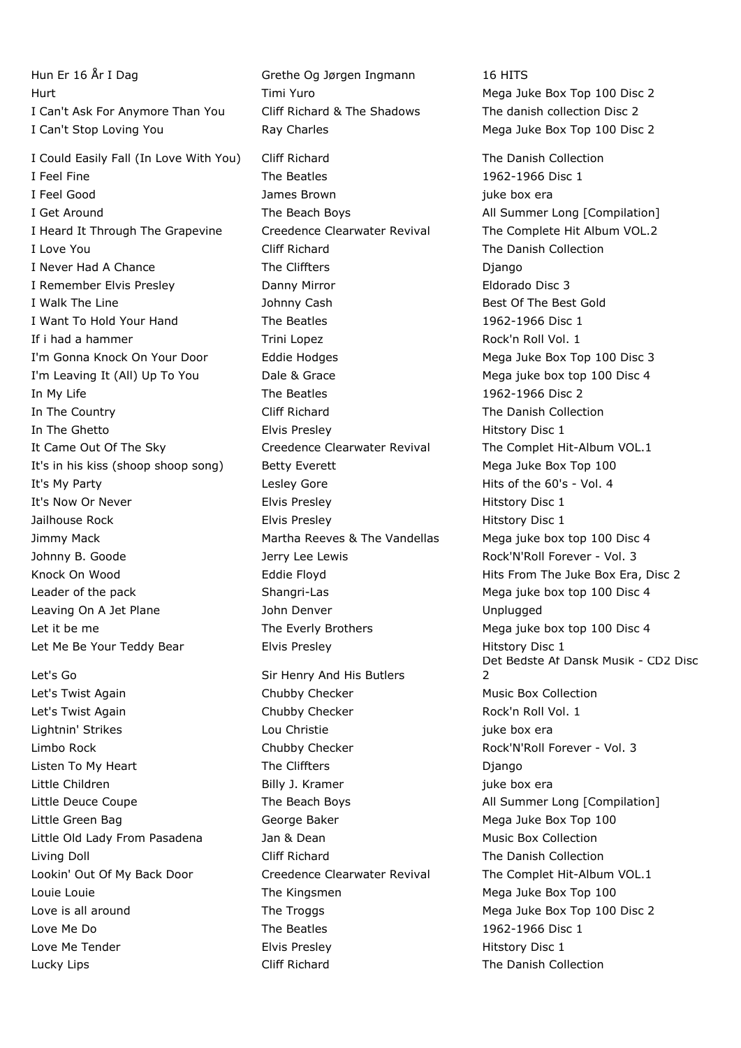| | | |
|---|---|---|
| Hun Er 16 År I Dag | Grethe Og Jørgen Ingmann | 16 HITS |
| Hurt | Timi Yuro | Mega Juke Box Top 100 Disc 2 |
| I Can't Ask For Anymore Than You | Cliff Richard & The Shadows | The danish collection Disc 2 |
| I Can't Stop Loving You | Ray Charles | Mega Juke Box Top 100 Disc 2 |
| I Could Easily Fall (In Love With You) | Cliff Richard | The Danish Collection |
| I Feel Fine | The Beatles | 1962-1966 Disc 1 |
| I Feel Good | James Brown | juke box era |
| I Get Around | The Beach Boys | All Summer Long [Compilation] |
| I Heard It Through The Grapevine | Creedence Clearwater Revival | The Complete Hit Album VOL.2 |
| I Love You | Cliff Richard | The Danish Collection |
| I Never Had A Chance | The Cliffters | Django |
| I Remember Elvis Presley | Danny Mirror | Eldorado Disc 3 |
| I Walk The Line | Johnny Cash | Best Of The Best Gold |
| I Want To Hold Your Hand | The Beatles | 1962-1966 Disc 1 |
| If i had a hammer | Trini Lopez | Rock'n Roll Vol. 1 |
| I'm Gonna Knock On Your Door | Eddie Hodges | Mega Juke Box Top 100 Disc 3 |
| I'm Leaving It (All) Up To You | Dale & Grace | Mega juke box top 100 Disc 4 |
| In My Life | The Beatles | 1962-1966 Disc 2 |
| In The Country | Cliff Richard | The Danish Collection |
| In The Ghetto | Elvis Presley | Hitstory Disc 1 |
| It Came Out Of The Sky | Creedence Clearwater Revival | The Complet Hit-Album VOL.1 |
| It's in his kiss (shoop shoop song) | Betty Everett | Mega Juke Box Top 100 |
| It's My Party | Lesley Gore | Hits of the 60's - Vol. 4 |
| It's Now Or Never | Elvis Presley | Hitstory Disc 1 |
| Jailhouse Rock | Elvis Presley | Hitstory Disc 1 |
| Jimmy Mack | Martha Reeves & The Vandellas | Mega juke box top 100 Disc 4 |
| Johnny B. Goode | Jerry Lee Lewis | Rock'N'Roll Forever - Vol. 3 |
| Knock On Wood | Eddie Floyd | Hits From The Juke Box Era, Disc 2 |
| Leader of the pack | Shangri-Las | Mega juke box top 100 Disc 4 |
| Leaving On A Jet Plane | John Denver | Unplugged |
| Let it be me | The Everly Brothers | Mega juke box top 100 Disc 4 |
| Let Me Be Your Teddy Bear | Elvis Presley | Hitstory Disc 1 |
| Let's Go | Sir Henry And His Butlers | Det Bedste Af Dansk Musik - CD2 Disc 2 |
| Let's Twist Again | Chubby Checker | Music Box Collection |
| Let's Twist Again | Chubby Checker | Rock'n Roll Vol. 1 |
| Lightnin' Strikes | Lou Christie | juke box era |
| Limbo Rock | Chubby Checker | Rock'N'Roll Forever - Vol. 3 |
| Listen To My Heart | The Cliffters | Django |
| Little Children | Billy J. Kramer | juke box era |
| Little Deuce Coupe | The Beach Boys | All Summer Long [Compilation] |
| Little Green Bag | George Baker | Mega Juke Box Top 100 |
| Little Old Lady From Pasadena | Jan & Dean | Music Box Collection |
| Living Doll | Cliff Richard | The Danish Collection |
| Lookin' Out Of My Back Door | Creedence Clearwater Revival | The Complet Hit-Album VOL.1 |
| Louie Louie | The Kingsmen | Mega Juke Box Top 100 |
| Love is all around | The Troggs | Mega Juke Box Top 100 Disc 2 |
| Love Me Do | The Beatles | 1962-1966 Disc 1 |
| Love Me Tender | Elvis Presley | Hitstory Disc 1 |
| Lucky Lips | Cliff Richard | The Danish Collection |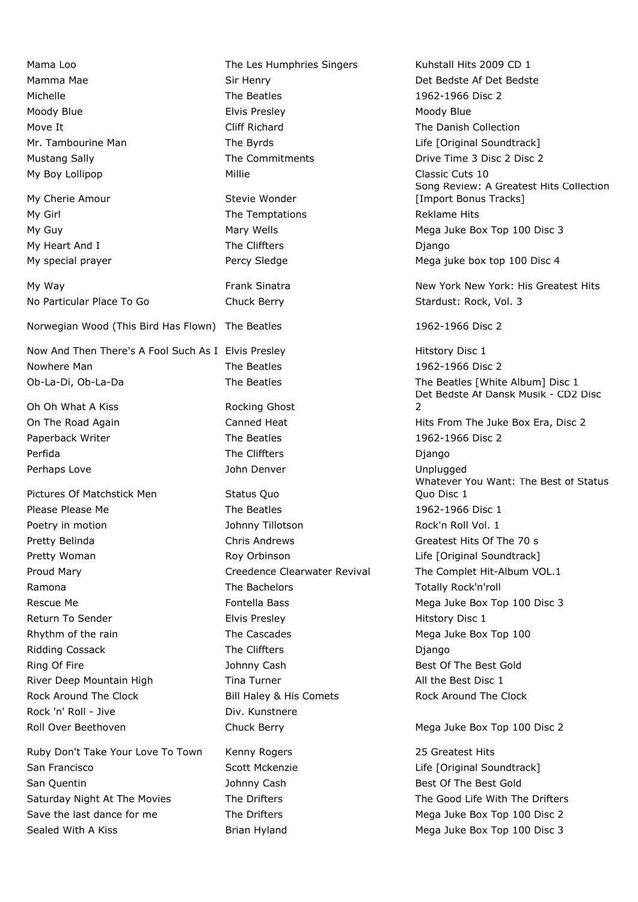| | | |
|---|---|---|
| Mama Loo | The Les Humphries Singers | Kuhstall Hits 2009 CD 1 |
| Mamma Mae | Sir Henry | Det Bedste Af Det Bedste |
| Michelle | The Beatles | 1962-1966 Disc 2 |
| Moody Blue | Elvis Presley | Moody Blue |
| Move It | Cliff Richard | The Danish Collection |
| Mr. Tambourine Man | The Byrds | Life [Original Soundtrack] |
| Mustang Sally | The Commitments | Drive Time 3 Disc 2 Disc 2 |
| My Boy Lollipop | Millie | Classic Cuts 10 |
| My Cherie Amour | Stevie Wonder | Song Review: A Greatest Hits Collection [Import Bonus Tracks] |
| My Girl | The Temptations | Reklame Hits |
| My Guy | Mary Wells | Mega Juke Box Top 100 Disc 3 |
| My Heart And I | The Cliffters | Django |
| My special prayer | Percy Sledge | Mega juke box top 100 Disc 4 |
| My Way | Frank Sinatra | New York New York: His Greatest Hits |
| No Particular Place To Go | Chuck Berry | Stardust: Rock, Vol. 3 |
| Norwegian Wood (This Bird Has Flown) | The Beatles | 1962-1966 Disc 2 |
| Now And Then There's A Fool Such As I | Elvis Presley | Hitstory Disc 1 |
| Nowhere Man | The Beatles | 1962-1966 Disc 2 |
| Ob-La-Di, Ob-La-Da | The Beatles | The Beatles [White Album] Disc 1 |
| Oh Oh What A Kiss | Rocking Ghost | Det Bedste Af Dansk Musik - CD2 Disc 2 |
| On The Road Again | Canned Heat | Hits From The Juke Box Era, Disc 2 |
| Paperback Writer | The Beatles | 1962-1966 Disc 2 |
| Perfida | The Cliffters | Django |
| Perhaps Love | John Denver | Unplugged |
| Pictures Of Matchstick Men | Status Quo | Whatever You Want: The Best of Status Quo Disc 1 |
| Please Please Me | The Beatles | 1962-1966 Disc 1 |
| Poetry in motion | Johnny Tillotson | Rock'n Roll Vol. 1 |
| Pretty Belinda | Chris Andrews | Greatest Hits Of The 70 s |
| Pretty Woman | Roy Orbinson | Life [Original Soundtrack] |
| Proud Mary | Creedence Clearwater Revival | The Complet Hit-Album VOL.1 |
| Ramona | The Bachelors | Totally Rock'n'roll |
| Rescue Me | Fontella Bass | Mega Juke Box Top 100 Disc 3 |
| Return To Sender | Elvis Presley | Hitstory Disc 1 |
| Rhythm of the rain | The Cascades | Mega Juke Box Top 100 |
| Ridding Cossack | The Cliffters | Django |
| Ring Of Fire | Johnny Cash | Best Of The Best Gold |
| River Deep Mountain High | Tina Turner | All the Best Disc 1 |
| Rock Around The Clock | Bill Haley & His Comets | Rock Around The Clock |
| Rock 'n' Roll - Jive | Div. Kunstnere | |
| Roll Over Beethoven | Chuck Berry | Mega Juke Box Top 100 Disc 2 |
| Ruby Don't Take Your Love To Town | Kenny Rogers | 25 Greatest Hits |
| San Francisco | Scott Mckenzie | Life [Original Soundtrack] |
| San Quentin | Johnny Cash | Best Of The Best Gold |
| Saturday Night At The Movies | The Drifters | The Good Life With The Drifters |
| Save the last dance for me | The Drifters | Mega Juke Box Top 100 Disc 2 |
| Sealed With A Kiss | Brian Hyland | Mega Juke Box Top 100 Disc 3 |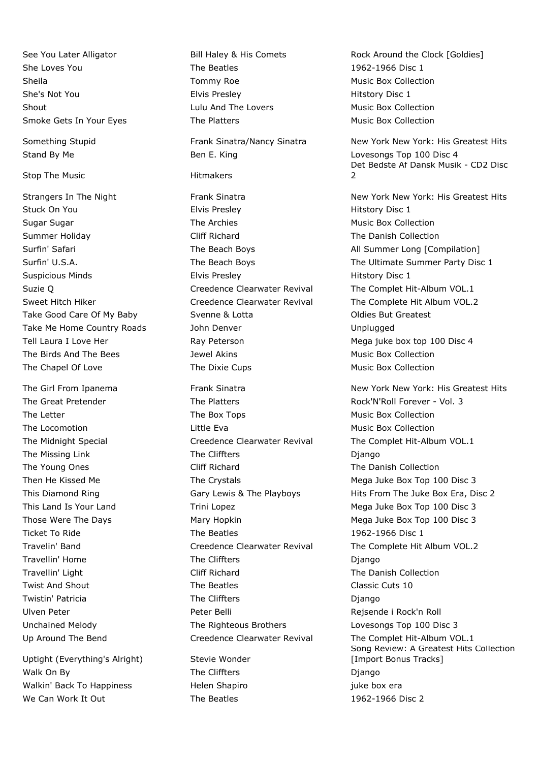| | | |
|---|---|---|
| See You Later Alligator | Bill Haley & His Comets | Rock Around the Clock [Goldies] |
| She Loves You | The Beatles | 1962-1966 Disc 1 |
| Sheila | Tommy Roe | Music Box Collection |
| She's Not You | Elvis Presley | Hitstory Disc 1 |
| Shout | Lulu And The Lovers | Music Box Collection |
| Smoke Gets In Your Eyes | The Platters | Music Box Collection |
| Something Stupid | Frank Sinatra/Nancy Sinatra | New York New York: His Greatest Hits |
| Stand By Me | Ben E. King | Lovesongs Top 100 Disc 4 |
| Stop The Music | Hitmakers | Det Bedste Af Dansk Musik - CD2 Disc 2 |
| Strangers In The Night | Frank Sinatra | New York New York: His Greatest Hits |
| Stuck On You | Elvis Presley | Hitstory Disc 1 |
| Sugar Sugar | The Archies | Music Box Collection |
| Summer Holiday | Cliff Richard | The Danish Collection |
| Surfin' Safari | The Beach Boys | All Summer Long [Compilation] |
| Surfin' U.S.A. | The Beach Boys | The Ultimate Summer Party Disc 1 |
| Suspicious Minds | Elvis Presley | Hitstory Disc 1 |
| Suzie Q | Creedence Clearwater Revival | The Complet Hit-Album VOL.1 |
| Sweet Hitch Hiker | Creedence Clearwater Revival | The Complete Hit Album VOL.2 |
| Take Good Care Of My Baby | Svenne & Lotta | Oldies But Greatest |
| Take Me Home Country Roads | John Denver | Unplugged |
| Tell Laura I Love Her | Ray Peterson | Mega juke box top 100 Disc 4 |
| The Birds And The Bees | Jewel Akins | Music Box Collection |
| The Chapel Of Love | The Dixie Cups | Music Box Collection |
| The Girl From Ipanema | Frank Sinatra | New York New York: His Greatest Hits |
| The Great Pretender | The Platters | Rock'N'Roll Forever - Vol. 3 |
| The Letter | The Box Tops | Music Box Collection |
| The Locomotion | Little Eva | Music Box Collection |
| The Midnight Special | Creedence Clearwater Revival | The Complet Hit-Album VOL.1 |
| The Missing Link | The Cliffters | Django |
| The Young Ones | Cliff Richard | The Danish Collection |
| Then He Kissed Me | The Crystals | Mega Juke Box Top 100 Disc 3 |
| This Diamond Ring | Gary Lewis & The Playboys | Hits From The Juke Box Era, Disc 2 |
| This Land Is Your Land | Trini Lopez | Mega Juke Box Top 100 Disc 3 |
| Those Were The Days | Mary Hopkin | Mega Juke Box Top 100 Disc 3 |
| Ticket To Ride | The Beatles | 1962-1966 Disc 1 |
| Travelin' Band | Creedence Clearwater Revival | The Complete Hit Album VOL.2 |
| Travellin' Home | The Cliffters | Django |
| Travellin' Light | Cliff Richard | The Danish Collection |
| Twist And Shout | The Beatles | Classic Cuts 10 |
| Twistin' Patricia | The Cliffters | Django |
| Ulven Peter | Peter Belli | Rejsende i Rock'n Roll |
| Unchained Melody | The Righteous Brothers | Lovesongs Top 100 Disc 3 |
| Up Around The Bend | Creedence Clearwater Revival | The Complet Hit-Album VOL.1 |
| Uptight (Everything's Alright) | Stevie Wonder | Song Review: A Greatest Hits Collection [Import Bonus Tracks] |
| Walk On By | The Cliffters | Django |
| Walkin' Back To Happiness | Helen Shapiro | juke box era |
| We Can Work It Out | The Beatles | 1962-1966 Disc 2 |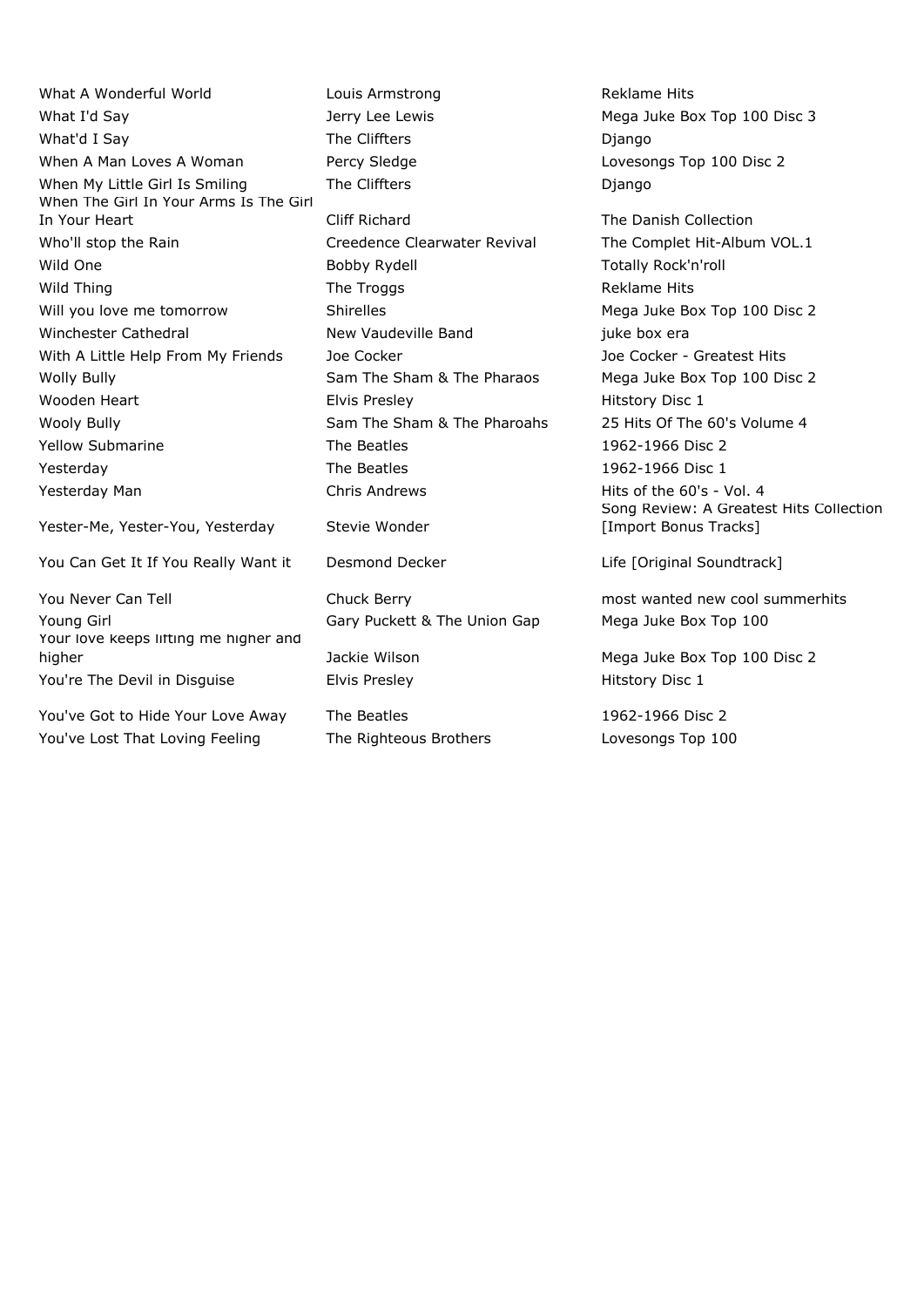| | | |
|---|---|---|
| What A Wonderful World | Louis Armstrong | Reklame Hits |
| What I'd Say | Jerry Lee Lewis | Mega Juke Box Top 100 Disc 3 |
| What'd I Say | The Cliffters | Django |
| When A Man Loves A Woman | Percy Sledge | Lovesongs Top 100 Disc 2 |
| When My Little Girl Is Smiling | The Cliffters | Django |
| When The Girl In Your Arms Is The Girl In Your Heart | Cliff Richard | The Danish Collection |
| Who'll stop the Rain | Creedence Clearwater Revival | The Complet Hit-Album VOL.1 |
| Wild One | Bobby Rydell | Totally Rock'n'roll |
| Wild Thing | The Troggs | Reklame Hits |
| Will you love me tomorrow | Shirelles | Mega Juke Box Top 100 Disc 2 |
| Winchester Cathedral | New Vaudeville Band | juke box era |
| With A Little Help From My Friends | Joe Cocker | Joe Cocker - Greatest Hits |
| Wolly Bully | Sam The Sham & The Pharaos | Mega Juke Box Top 100 Disc 2 |
| Wooden Heart | Elvis Presley | Hitstory Disc 1 |
| Wooly Bully | Sam The Sham & The Pharoahs | 25 Hits Of The 60's Volume 4 |
| Yellow Submarine | The Beatles | 1962-1966 Disc 2 |
| Yesterday | The Beatles | 1962-1966 Disc 1 |
| Yesterday Man | Chris Andrews | Hits of the 60's - Vol. 4 |
| Yester-Me, Yester-You, Yesterday | Stevie Wonder | Song Review: A Greatest Hits Collection [Import Bonus Tracks] |
| You Can Get It If You Really Want it | Desmond Decker | Life [Original Soundtrack] |
| You Never Can Tell | Chuck Berry | most wanted new cool summerhits |
| Young Girl | Gary Puckett & The Union Gap | Mega Juke Box Top 100 |
| Your love keeps lifting me higher and higher | Jackie Wilson | Mega Juke Box Top 100 Disc 2 |
| You're The Devil in Disguise | Elvis Presley | Hitstory Disc 1 |
| You've Got to Hide Your Love Away | The Beatles | 1962-1966 Disc 2 |
| You've Lost That Loving Feeling | The Righteous Brothers | Lovesongs Top 100 |